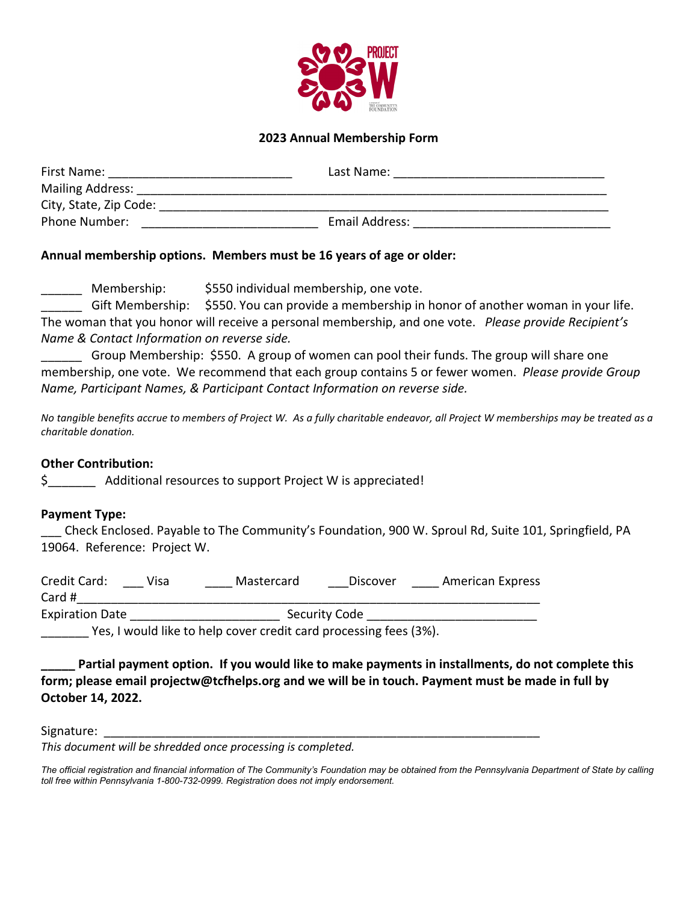**2023 Annual Membership Form**

First Name: ___________________________ Last Name: _______________________________

Mailing Address: ______________________________________________________________________

City, State, Zip Code: _________________________________________________________________

Phone Number: __________________________ Email Address: _____________________________

**Annual membership options. Members must be 16 years of age or older:**

______ Membership: $550 individual membership, one vote.

______ Gift Membership: $550. You can provide a membership in honor of another woman in your life. The woman that you honor will receive a personal membership, and one vote. *Please provide Recipient's Name & Contact Information on reverse side.*

______ Group Membership: $550. A group of women can pool their funds. The group will share one membership, one vote. We recommend that each group contains 5 or fewer women. *Please provide Group Name, Participant Names, & Participant Contact Information on reverse side.*

*No tangible benefits accrue to members of Project W. As a fully charitable endeavor, all Project W memberships may be treated as a charitable donation.*

**Other Contribution:**

$_______ Additional resources to support Project W is appreciated!

**Payment Type:**

___ Check Enclosed. Payable to The Community's Foundation, 900 W. Sproul Rd, Suite 101, Springfield, PA 19064. Reference: Project W.

Credit Card: ___ Visa ____ Mastercard ___Discover ____ American Express

Card #___________________________________________________________________________

Expiration Date ______________________ Security Code _________________________

_______ Yes, I would like to help cover credit card processing fees (3%).

**_____ Partial payment option. If you would like to make payments in installments, do not complete this form; please email projectw@tcfhelps.org and we will be in touch. Payment must be made in full by October 14, 2022.**

Signature: _____________________________________________________________________

*This document will be shredded once processing is completed.*

*The official registration and financial information of The Community's Foundation may be obtained from the Pennsylvania Department of State by calling toll free within Pennsylvania 1-800-732-0999. Registration does not imply endorsement.*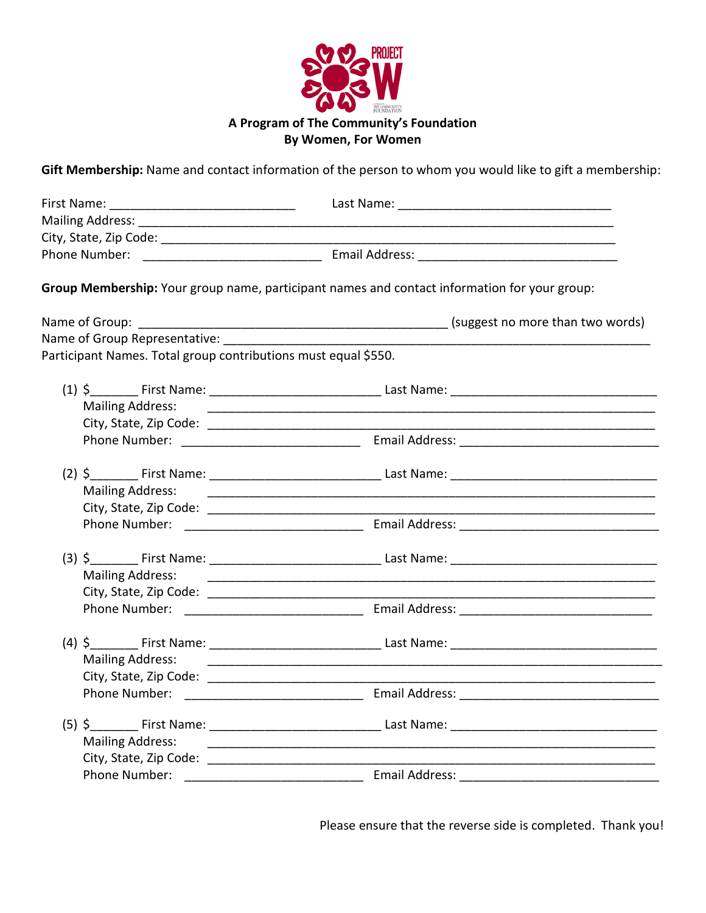PROJECT W

A Program of The Community's Foundation
By Women, For Women

**Gift Membership:** Name and contact information of the person to whom you would like to gift a membership:

First Name: ___________________________ Last Name: _______________________________
Mailing Address: _______________________________________________________________
City, State, Zip Code: ____________________________________________________________
Phone Number: __________________________ Email Address: ____________________________

**Group Membership:** Your group name, participant names and contact information for your group:

Name of Group: _____________________________________________ (suggest no more than two words)
Name of Group Representative: ______________________________________________________________
Participant Names. Total group contributions must equal $550.

(1) $_______ First Name: _________________________ Last Name: ______________________________
Mailing Address: ___________________________________________________________________
City, State, Zip Code: _______________________________________________________________
Phone Number: __________________________ Email Address: _____________________________

(2) $_______ First Name: _________________________ Last Name: ______________________________
Mailing Address: ___________________________________________________________________
City, State, Zip Code: _______________________________________________________________
Phone Number: __________________________ Email Address: _____________________________

(3) $_______ First Name: _________________________ Last Name: ______________________________
Mailing Address: ___________________________________________________________________
City, State, Zip Code: _______________________________________________________________
Phone Number: __________________________ Email Address: _____________________________

(4) $_______ First Name: _________________________ Last Name: ______________________________
Mailing Address: ___________________________________________________________________
City, State, Zip Code: _______________________________________________________________
Phone Number: __________________________ Email Address: _____________________________

(5) $_______ First Name: _________________________ Last Name: ______________________________
Mailing Address: ___________________________________________________________________
City, State, Zip Code: _______________________________________________________________
Phone Number: __________________________ Email Address: _____________________________

Please ensure that the reverse side is completed. Thank you!